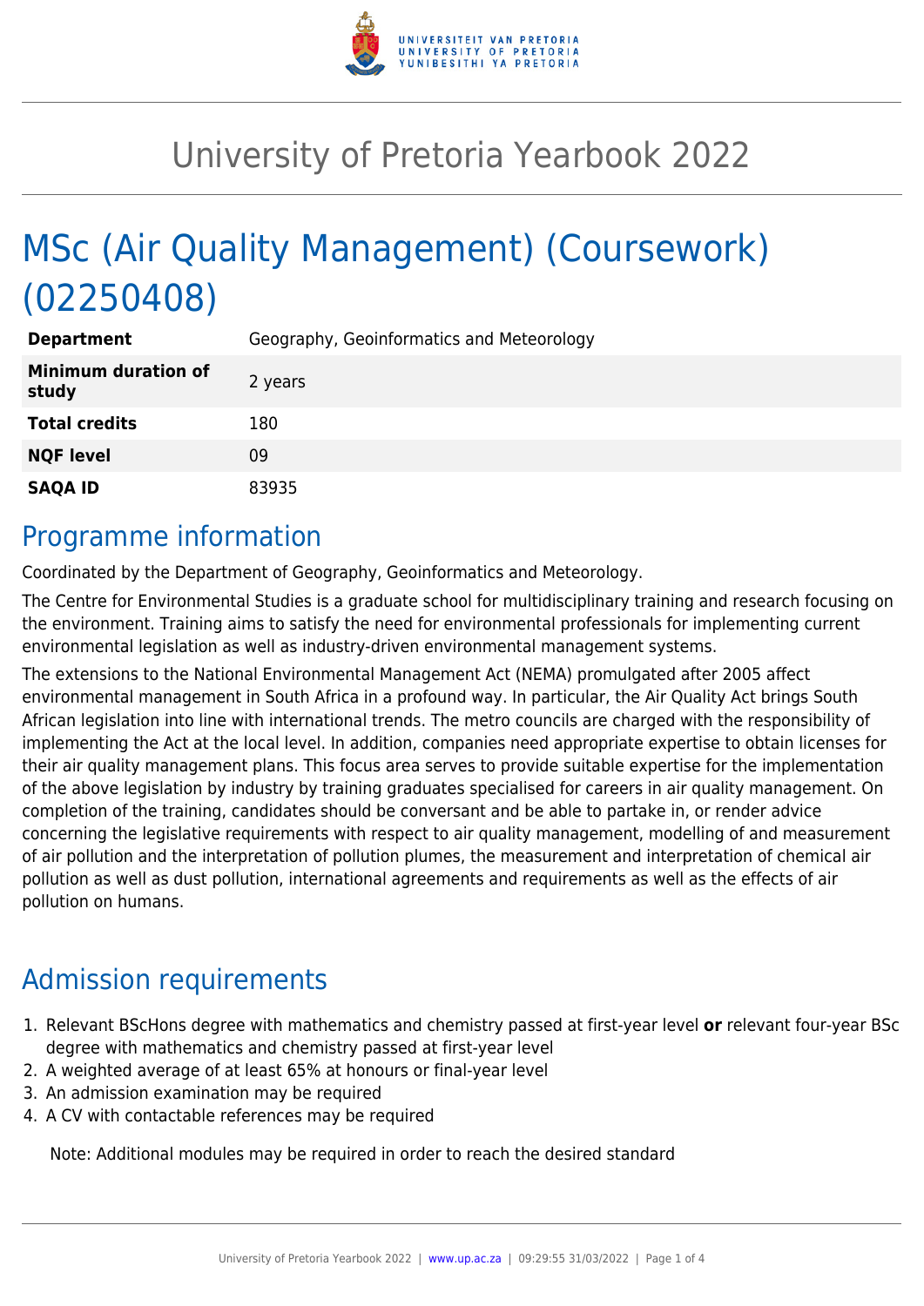# University of Pretoria Yearbook 2022

# MSc (Air Quality Management) (Coursework) (02250408)

| | |
|---|---|
| **Department** | Geography, Geoinformatics and Meteorology |
| **Minimum duration of study** | 2 years |
| **Total credits** | 180 |
| **NQF level** | 09 |
| **SAQA ID** | 83935 |

## Programme information

Coordinated by the Department of Geography, Geoinformatics and Meteorology.

The Centre for Environmental Studies is a graduate school for multidisciplinary training and research focusing on the environment. Training aims to satisfy the need for environmental professionals for implementing current environmental legislation as well as industry-driven environmental management systems.

The extensions to the National Environmental Management Act (NEMA) promulgated after 2005 affect environmental management in South Africa in a profound way. In particular, the Air Quality Act brings South African legislation into line with international trends. The metro councils are charged with the responsibility of implementing the Act at the local level. In addition, companies need appropriate expertise to obtain licenses for their air quality management plans. This focus area serves to provide suitable expertise for the implementation of the above legislation by industry by training graduates specialised for careers in air quality management. On completion of the training, candidates should be conversant and be able to partake in, or render advice concerning the legislative requirements with respect to air quality management, modelling of and measurement of air pollution and the interpretation of pollution plumes, the measurement and interpretation of chemical air pollution as well as dust pollution, international agreements and requirements as well as the effects of air pollution on humans.

## Admission requirements

1. Relevant BScHons degree with mathematics and chemistry passed at first-year level **or** relevant four-year BSc degree with mathematics and chemistry passed at first-year level
2. A weighted average of at least 65% at honours or final-year level
3. An admission examination may be required
4. A CV with contactable references may be required

Note: Additional modules may be required in order to reach the desired standard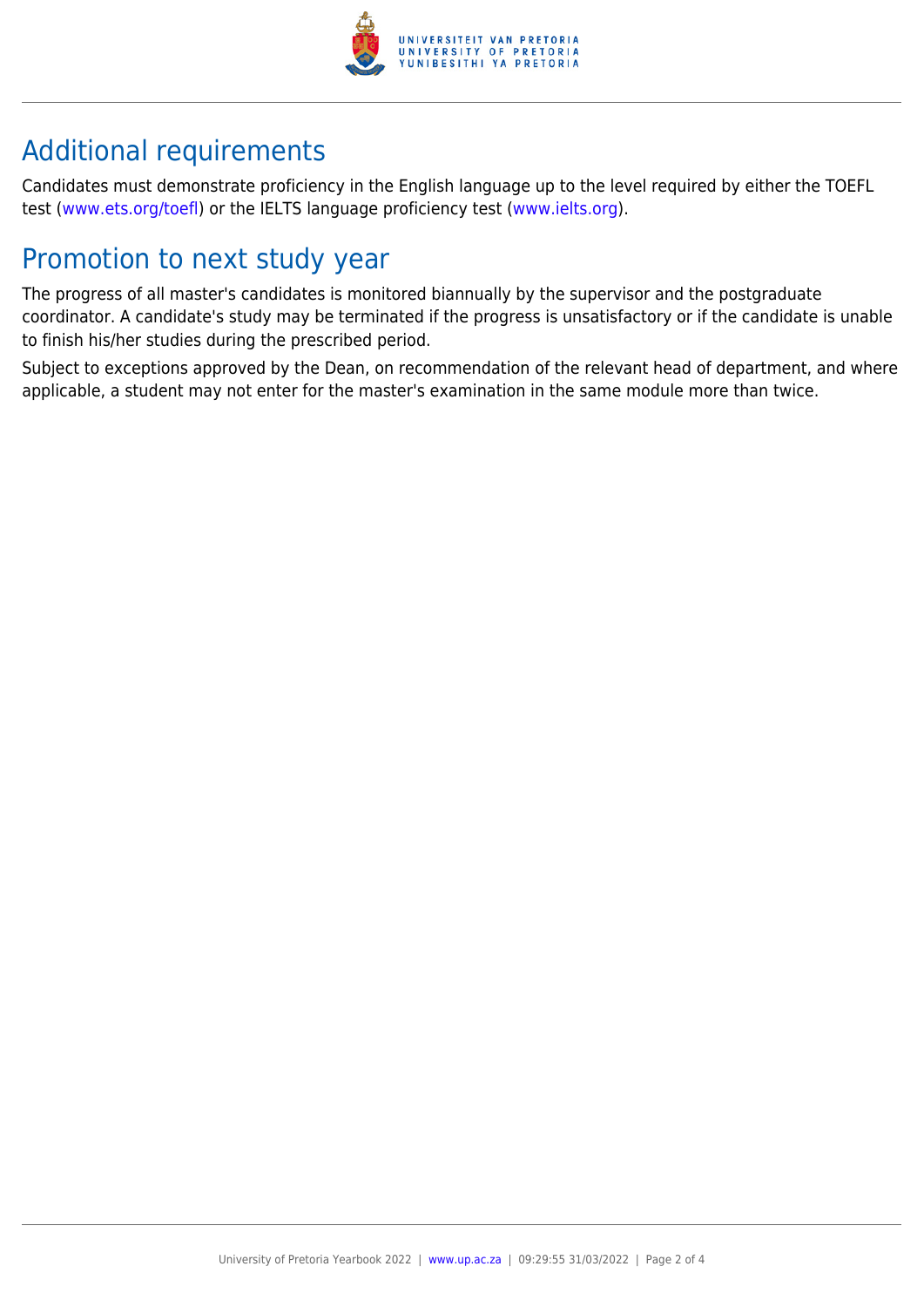## Additional requirements

Candidates must demonstrate proficiency in the English language up to the level required by either the TOEFL test (www.ets.org/toefl) or the IELTS language proficiency test (www.ielts.org).

## Promotion to next study year

The progress of all master's candidates is monitored biannually by the supervisor and the postgraduate coordinator. A candidate's study may be terminated if the progress is unsatisfactory or if the candidate is unable to finish his/her studies during the prescribed period.

Subject to exceptions approved by the Dean, on recommendation of the relevant head of department, and where applicable, a student may not enter for the master's examination in the same module more than twice.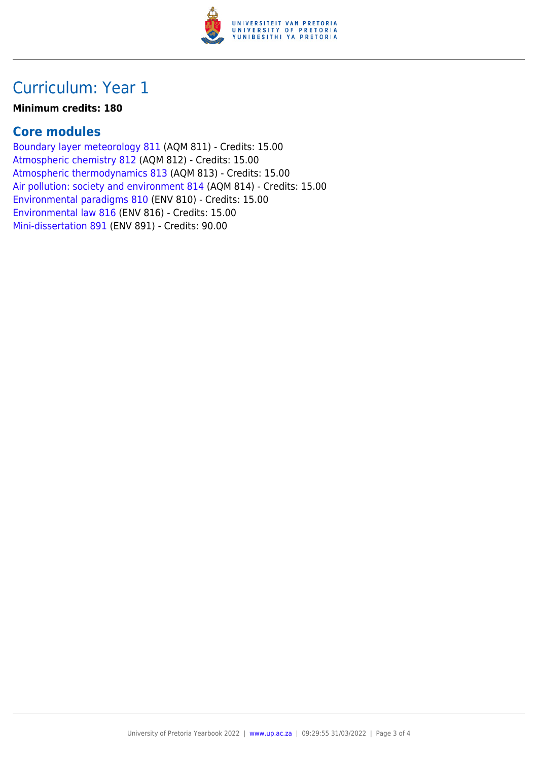# Curriculum: Year 1

**Minimum credits: 180**

## Core modules

Boundary layer meteorology 811 (AQM 811) - Credits: 15.00
Atmospheric chemistry 812 (AQM 812) - Credits: 15.00
Atmospheric thermodynamics 813 (AQM 813) - Credits: 15.00
Air pollution: society and environment 814 (AQM 814) - Credits: 15.00
Environmental paradigms 810 (ENV 810) - Credits: 15.00
Environmental law 816 (ENV 816) - Credits: 15.00
Mini-dissertation 891 (ENV 891) - Credits: 90.00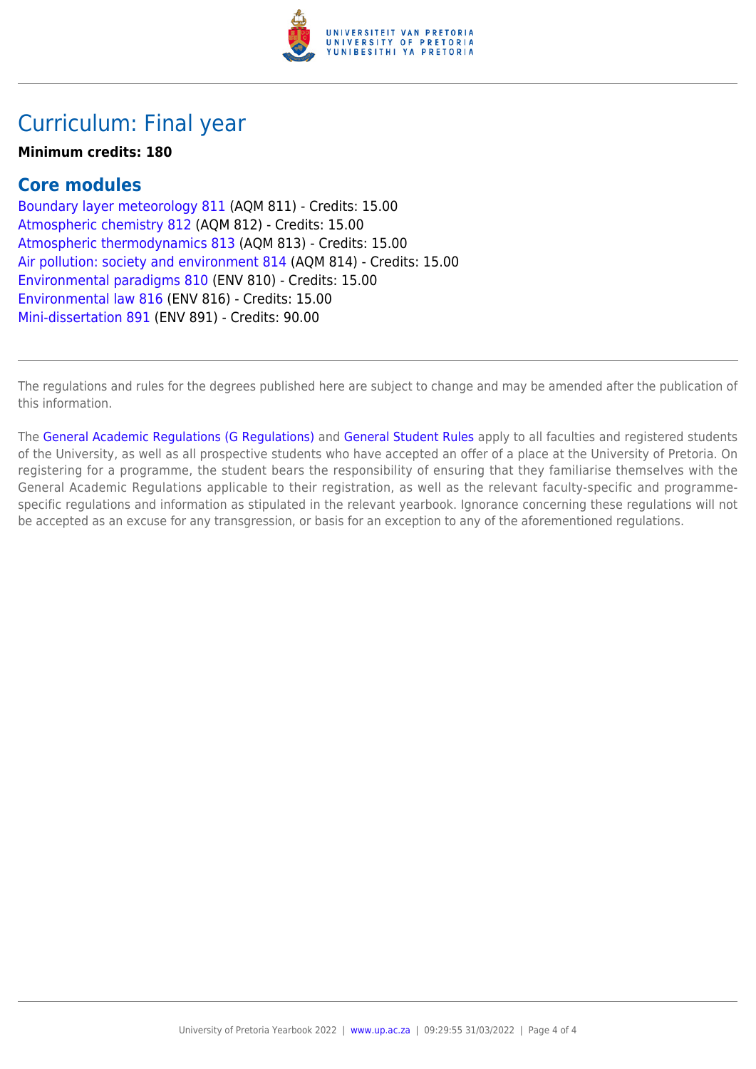# Curriculum: Final year

**Minimum credits: 180**

## Core modules

Boundary layer meteorology 811 (AQM 811) - Credits: 15.00
Atmospheric chemistry 812 (AQM 812) - Credits: 15.00
Atmospheric thermodynamics 813 (AQM 813) - Credits: 15.00
Air pollution: society and environment 814 (AQM 814) - Credits: 15.00
Environmental paradigms 810 (ENV 810) - Credits: 15.00
Environmental law 816 (ENV 816) - Credits: 15.00
Mini-dissertation 891 (ENV 891) - Credits: 90.00

---

The regulations and rules for the degrees published here are subject to change and may be amended after the publication of this information.

The General Academic Regulations (G Regulations) and General Student Rules apply to all faculties and registered students of the University, as well as all prospective students who have accepted an offer of a place at the University of Pretoria. On registering for a programme, the student bears the responsibility of ensuring that they familiarise themselves with the General Academic Regulations applicable to their registration, as well as the relevant faculty-specific and programme-specific regulations and information as stipulated in the relevant yearbook. Ignorance concerning these regulations will not be accepted as an excuse for any transgression, or basis for an exception to any of the aforementioned regulations.